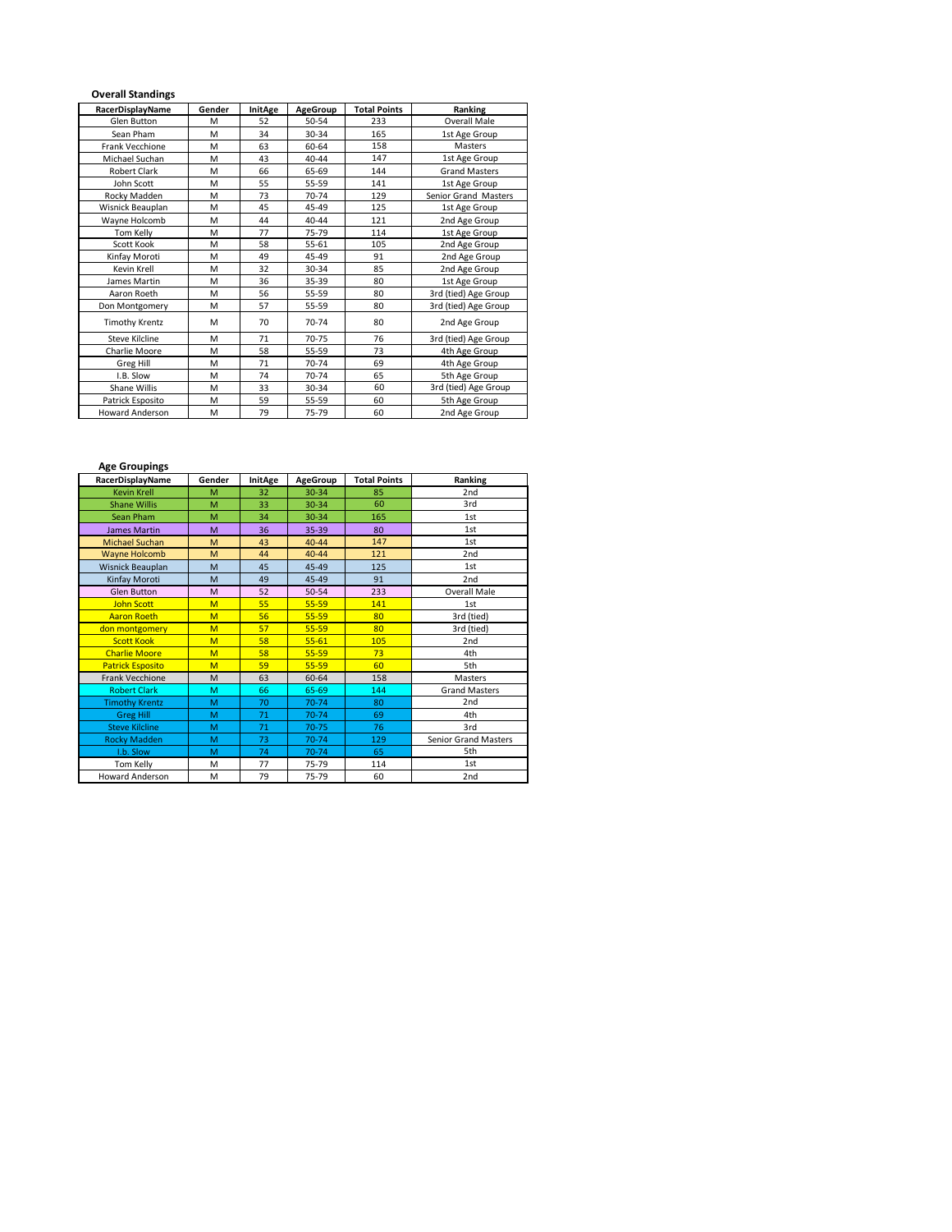**Overall Standings**

| RacerDisplayName | Gender | InitAge | AgeGroup | Total Points | Ranking |
|---|---|---|---|---|---|
| Glen Button | M | 52 | 50-54 | 233 | Overall Male |
| Sean Pham | M | 34 | 30-34 | 165 | 1st Age Group |
| Frank Vecchione | M | 63 | 60-64 | 158 | Masters |
| Michael Suchan | M | 43 | 40-44 | 147 | 1st Age Group |
| Robert Clark | M | 66 | 65-69 | 144 | Grand Masters |
| John Scott | M | 55 | 55-59 | 141 | 1st Age Group |
| Rocky Madden | M | 73 | 70-74 | 129 | Senior Grand Masters |
| Wisnick Beauplan | M | 45 | 45-49 | 125 | 1st Age Group |
| Wayne Holcomb | M | 44 | 40-44 | 121 | 2nd Age Group |
| Tom Kelly | M | 77 | 75-79 | 114 | 1st Age Group |
| Scott Kook | M | 58 | 55-61 | 105 | 2nd Age Group |
| Kinfay Moroti | M | 49 | 45-49 | 91 | 2nd Age Group |
| Kevin Krell | M | 32 | 30-34 | 85 | 2nd Age Group |
| James Martin | M | 36 | 35-39 | 80 | 1st Age Group |
| Aaron Roeth | M | 56 | 55-59 | 80 | 3rd (tied) Age Group |
| Don Montgomery | M | 57 | 55-59 | 80 | 3rd (tied) Age Group |
| Timothy Krentz | M | 70 | 70-74 | 80 | 2nd Age Group |
| Steve Kilcline | M | 71 | 70-75 | 76 | 3rd (tied) Age Group |
| Charlie Moore | M | 58 | 55-59 | 73 | 4th Age Group |
| Greg Hill | M | 71 | 70-74 | 69 | 4th Age Group |
| I.B. Slow | M | 74 | 70-74 | 65 | 5th Age Group |
| Shane Willis | M | 33 | 30-34 | 60 | 3rd (tied) Age Group |
| Patrick Esposito | M | 59 | 55-59 | 60 | 5th Age Group |
| Howard Anderson | M | 79 | 75-79 | 60 | 2nd Age Group |

**Age Groupings**

| RacerDisplayName | Gender | InitAge | AgeGroup | Total Points | Ranking |
|---|---|---|---|---|---|
| Kevin Krell | M | 32 | 30-34 | 85 | 2nd |
| Shane Willis | M | 33 | 30-34 | 60 | 3rd |
| Sean Pham | M | 34 | 30-34 | 165 | 1st |
| James Martin | M | 36 | 35-39 | 80 | 1st |
| Michael Suchan | M | 43 | 40-44 | 147 | 1st |
| Wayne Holcomb | M | 44 | 40-44 | 121 | 2nd |
| Wisnick Beauplan | M | 45 | 45-49 | 125 | 1st |
| Kinfay Moroti | M | 49 | 45-49 | 91 | 2nd |
| Glen Button | M | 52 | 50-54 | 233 | Overall Male |
| John Scott | M | 55 | 55-59 | 141 | 1st |
| Aaron Roeth | M | 56 | 55-59 | 80 | 3rd (tied) |
| don montgomery | M | 57 | 55-59 | 80 | 3rd (tied) |
| Scott Kook | M | 58 | 55-61 | 105 | 2nd |
| Charlie Moore | M | 58 | 55-59 | 73 | 4th |
| Patrick Esposito | M | 59 | 55-59 | 60 | 5th |
| Frank Vecchione | M | 63 | 60-64 | 158 | Masters |
| Robert Clark | M | 66 | 65-69 | 144 | Grand Masters |
| Timothy Krentz | M | 70 | 70-74 | 80 | 2nd |
| Greg Hill | M | 71 | 70-74 | 69 | 4th |
| Steve Kilcline | M | 71 | 70-75 | 76 | 3rd |
| Rocky Madden | M | 73 | 70-74 | 129 | Senior Grand Masters |
| I.b. Slow | M | 74 | 70-74 | 65 | 5th |
| Tom Kelly | M | 77 | 75-79 | 114 | 1st |
| Howard Anderson | M | 79 | 75-79 | 60 | 2nd |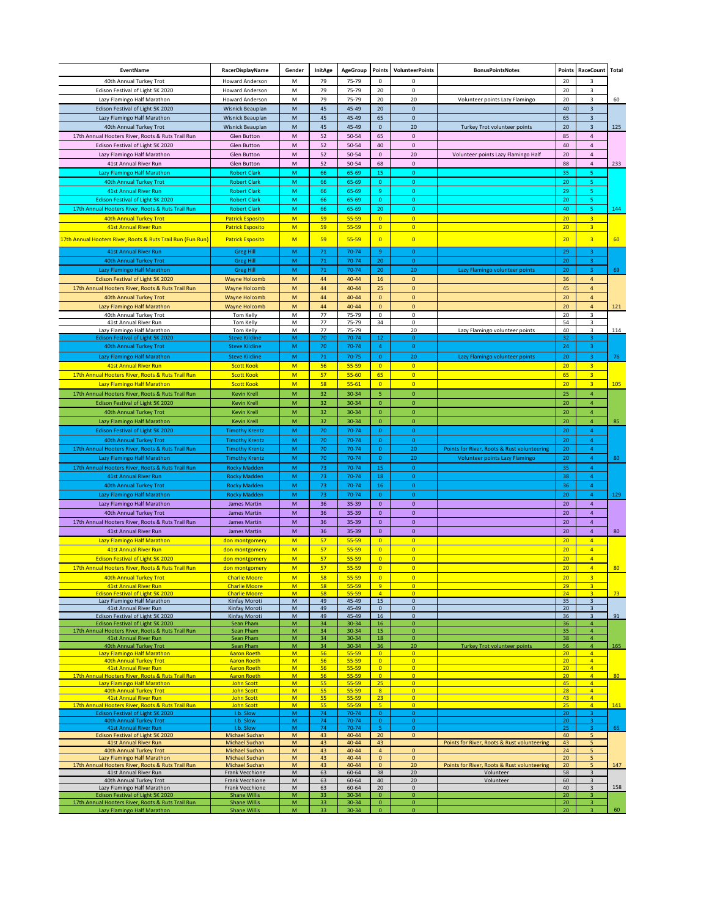| EventName | RacerDisplayName | Gender | InitAge | AgeGroup | Points | VolunteerPoints | BonusPointsNotes | Points | RaceCount | Total |
|---|---|---|---|---|---|---|---|---|---|---|
| 40th Annual Turkey Trot | Howard Anderson | M | 79 | 75-79 | 0 | 0 | | 20 | 3 | |
| Edison Festival of Light 5K 2020 | Howard Anderson | M | 79 | 75-79 | 20 | 0 | | 20 | 3 | |
| Lazy Flamingo Half Marathon | Howard Anderson | M | 79 | 75-79 | 20 | 20 | Volunteer points Lazy Flamingo | 20 | 3 | 60 |
| Edison Festival of Light 5K 2020 | Wisnick Beauplan | M | 45 | 45-49 | 20 | 0 | | 40 | 3 | |
| Lazy Flamingo Half Marathon | Wisnick Beauplan | M | 45 | 45-49 | 65 | 0 | | 65 | 3 | |
| 40th Annual Turkey Trot | Wisnick Beauplan | M | 45 | 45-49 | 0 | 20 | Turkey Trot volunteer points | 20 | 3 | 125 |
| 17th Annual Hooters River, Roots & Ruts Trail Run | Glen Button | M | 52 | 50-54 | 65 | 0 | | 85 | 4 | |
| Edison Festival of Light 5K 2020 | Glen Button | M | 52 | 50-54 | 40 | 0 | | 40 | 4 | |
| Lazy Flamingo Half Marathon | Glen Button | M | 52 | 50-54 | 0 | 20 | Volunteer points Lazy Flamingo Half | 20 | 4 | |
| 41st Annual River Run | Glen Button | M | 52 | 50-54 | 68 | 0 | | 88 | 4 | 233 |
| Lazy Flamingo Half Marathon | Robert Clark | M | 66 | 65-69 | 15 | 0 | | 35 | 5 | |
| 40th Annual Turkey Trot | Robert Clark | M | 66 | 65-69 | 0 | 0 | | 20 | 5 | |
| 41st Annual River Run | Robert Clark | M | 66 | 65-69 | 9 | 0 | | 29 | 5 | |
| Edison Festival of Light 5K 2020 | Robert Clark | M | 66 | 65-69 | 0 | 0 | | 20 | 5 | |
| 17th Annual Hooters River, Roots & Ruts Trail Run | Robert Clark | M | 66 | 65-69 | 20 | 0 | | 40 | 5 | 144 |
| 40th Annual Turkey Trot | Patrick Esposito | M | 59 | 55-59 | 0 | 0 | | 20 | 3 | |
| 41st Annual River Run | Patrick Esposito | M | 59 | 55-59 | 0 | 0 | | 20 | 3 | |
| 17th Annual Hooters River, Roots & Ruts Trail Run (Fun Run) | Patrick Esposito | M | 59 | 55-59 | 0 | 0 | | 20 | 3 | 60 |
| 41st Annual River Run | Greg Hill | M | 71 | 70-74 | 9 | 0 | | 29 | 3 | |
| 40th Annual Turkey Trot | Greg Hill | M | 71 | 70-74 | 20 | 0 | | 20 | 3 | |
| Lazy Flamingo Half Marathon | Greg Hill | M | 71 | 70-74 | 20 | 20 | Lazy Flamingo volunteer points | 20 | 3 | 69 |
| Edison Festival of Light 5K 2020 | Wayne Holcomb | M | 44 | 40-44 | 16 | 0 | | 36 | 4 | |
| 17th Annual Hooters River, Roots & Ruts Trail Run | Wayne Holcomb | M | 44 | 40-44 | 25 | 0 | | 45 | 4 | |
| 40th Annual Turkey Trot | Wayne Holcomb | M | 44 | 40-44 | 0 | 0 | | 20 | 4 | |
| Lazy Flamingo Half Marathon | Wayne Holcomb | M | 44 | 40-44 | 0 | 0 | | 20 | 4 | 121 |
| 40th Annual Turkey Trot | Tom Kelly | M | 77 | 75-79 | 0 | 0 | | 20 | 3 | |
| 41st Annual River Run | Tom Kelly | M | 77 | 75-79 | 34 | 0 | | 54 | 3 | |
| Lazy Flamingo Half Marathon | Tom Kelly | M | 77 | 75-79 | | 20 | Lazy Flamingo volunteer points | 40 | 3 | 114 |
| Edison Festival of Light 5K 2020 | Steve Kilcline | M | 70 | 70-74 | 12 | 0 | | 32 | 3 | |
| 40th Annual Turkey Trot | Steve Kilcline | M | 70 | 70-74 | 4 | 0 | | 24 | 3 | |
| Lazy Flamingo Half Marathon | Steve Kilcline | M | 71 | 70-75 | 0 | 20 | Lazy Flamingo volunteer points | 20 | 3 | 76 |
| 41st Annual River Run | Scott Kook | M | 56 | 55-59 | 0 | 0 | | 20 | 3 | |
| 17th Annual Hooters River, Roots & Ruts Trail Run | Scott Kook | M | 57 | 55-60 | 65 | 0 | | 65 | 3 | |
| Lazy Flamingo Half Marathon | Scott Kook | M | 58 | 55-61 | 0 | 0 | | 20 | 3 | 105 |
| 17th Annual Hooters River, Roots & Ruts Trail Run | Kevin Krell | M | 32 | 30-34 | 5 | 0 | | 25 | 4 | |
| Edison Festival of Light 5K 2020 | Kevin Krell | M | 32 | 30-34 | 0 | 0 | | 20 | 4 | |
| 40th Annual Turkey Trot | Kevin Krell | M | 32 | 30-34 | 0 | 0 | | 20 | 4 | |
| Lazy Flamingo Half Marathon | Kevin Krell | M | 32 | 30-34 | 0 | 0 | | 20 | 4 | 85 |
| Edison Festival of Light 5K 2020 | Timothy Krentz | M | 70 | 70-74 | 0 | 0 | | 20 | 4 | |
| 40th Annual Turkey Trot | Timothy Krentz | M | 70 | 70-74 | 0 | 0 | | 20 | 4 | |
| 17th Annual Hooters River, Roots & Ruts Trail Run | Timothy Krentz | M | 70 | 70-74 | 0 | 20 | Points for River, Roots & Rust volunteering | 20 | 4 | |
| Lazy Flamingo Half Marathon | Timothy Krentz | M | 70 | 70-74 | 0 | 20 | Volunteer points Lazy Flamingo | 20 | 4 | 80 |
| 17th Annual Hooters River, Roots & Ruts Trail Run | Rocky Madden | M | 73 | 70-74 | 15 | 0 | | 35 | 4 | |
| 41st Annual River Run | Rocky Madden | M | 73 | 70-74 | 18 | 0 | | 38 | 4 | |
| 40th Annual Turkey Trot | Rocky Madden | M | 73 | 70-74 | 16 | 0 | | 36 | 4 | |
| Lazy Flamingo Half Marathon | Rocky Madden | M | 73 | 70-74 | 0 | 0 | | 20 | 4 | 129 |
| Lazy Flamingo Half Marathon | James Martin | M | 36 | 35-39 | 0 | 0 | | 20 | 4 | |
| 40th Annual Turkey Trot | James Martin | M | 36 | 35-39 | 0 | 0 | | 20 | 4 | |
| 17th Annual Hooters River, Roots & Ruts Trail Run | James Martin | M | 36 | 35-39 | 0 | 0 | | 20 | 4 | |
| 41st Annual River Run | James Martin | M | 36 | 35-39 | 0 | 0 | | 20 | 4 | 80 |
| Lazy Flamingo Half Marathon | don montgomery | M | 57 | 55-59 | 0 | 0 | | 20 | 4 | |
| 41st Annual River Run | don montgomery | M | 57 | 55-59 | 0 | 0 | | 20 | 4 | |
| Edison Festival of Light 5K 2020 | don montgomery | M | 57 | 55-59 | 0 | 0 | | 20 | 4 | |
| 17th Annual Hooters River, Roots & Ruts Trail Run | don montgomery | M | 57 | 55-59 | 0 | 0 | | 20 | 4 | 80 |
| 40th Annual Turkey Trot | Charlie Moore | M | 58 | 55-59 | 0 | 0 | | 20 | 3 | |
| 41st Annual River Run | Charlie Moore | M | 58 | 55-59 | 9 | 0 | | 29 | 3 | |
| Edison Festival of Light 5K 2020 | Charlie Moore | M | 58 | 55-59 | 4 | 0 | | 24 | 3 | 73 |
| Lazy Flamingo Half Marathon | Kinfay Moroti | M | 49 | 45-49 | 15 | 0 | | 35 | 3 | |
| 41st Annual River Run | Kinfay Moroti | M | 49 | 45-49 | 0 | 0 | | 20 | 3 | |
| Edison Festival of Light 5K 2020 | Kinfay Moroti | M | 49 | 45-49 | 16 | 0 | | 36 | 3 | 91 |
| Edison Festival of Light 5K 2020 | Sean Pham | M | 34 | 30-34 | 16 | 0 | | 36 | 4 | |
| 17th Annual Hooters River, Roots & Ruts Trail Run | Sean Pham | M | 34 | 30-34 | 15 | 0 | | 35 | 4 | |
| 41st Annual River Run | Sean Pham | M | 34 | 30-34 | 18 | 0 | | 38 | 4 | |
| 40th Annual Turkey Trot | Sean Pham | M | 34 | 30-34 | 36 | 20 | Turkey Trot volunteer points | 56 | 4 | 165 |
| Lazy Flamingo Half Marathon | Aaron Roeth | M | 56 | 55-59 | 0 | 0 | | 20 | 4 | |
| 40th Annual Turkey Trot | Aaron Roeth | M | 56 | 55-59 | 0 | 0 | | 20 | 4 | |
| 41st Annual River Run | Aaron Roeth | M | 56 | 55-59 | 0 | 0 | | 20 | 4 | |
| 17th Annual Hooters River, Roots & Ruts Trail Run | Aaron Roeth | M | 56 | 55-59 | 0 | 0 | | 20 | 4 | 80 |
| Lazy Flamingo Half Marathon | John Scott | M | 55 | 55-59 | 25 | 0 | | 45 | 4 | |
| 40th Annual Turkey Trot | John Scott | M | 55 | 55-59 | 8 | 0 | | 28 | 4 | |
| 41st Annual River Run | John Scott | M | 55 | 55-59 | 23 | 0 | | 43 | 4 | |
| 17th Annual Hooters River, Roots & Ruts Trail Run | John Scott | M | 55 | 55-59 | 5 | 0 | | 25 | 4 | 141 |
| Edison Festival of Light 5K 2020 | I.b. Slow | M | 74 | 70-74 | 0 | 0 | | 20 | 3 | |
| 40th Annual Turkey Trot | I.b. Slow | M | 74 | 70-74 | 0 | 0 | | 20 | 3 | |
| 41st Annual River Run | I.b. Slow | M | 74 | 70-74 | 5 | 0 | | 25 | 3 | 65 |
| Edison Festival of Light 5K 2020 | Michael Suchan | M | 43 | 40-44 | 20 | 0 | | 40 | 5 | |
| 41st Annual River Run | Michael Suchan | M | 43 | 40-44 | 43 | | Points for River, Roots & Rust volunteering | 43 | 5 | |
| 40th Annual Turkey Trot | Michael Suchan | M | 43 | 40-44 | 4 | 0 | | 24 | 5 | |
| Lazy Flamingo Half Marathon | Michael Suchan | M | 43 | 40-44 | 0 | 0 | | 20 | 5 | |
| 17th Annual Hooters River, Roots & Ruts Trail Run | Michael Suchan | M | 43 | 40-44 | 0 | 20 | Points for River, Roots & Rust volunteering | 20 | 5 | 147 |
| 41st Annual River Run | Frank Vecchione | M | 63 | 60-64 | 38 | 20 | Volunteer | 58 | 3 | |
| 40th Annual Turkey Trot | Frank Vecchione | M | 63 | 60-64 | 40 | 20 | Volunteer | 60 | 3 | |
| Lazy Flamingo Half Marathon | Frank Vecchione | M | 63 | 60-64 | 20 | 0 | | 40 | 3 | 158 |
| Edison Festival of Light 5K 2020 | Shane Willis | M | 33 | 30-34 | 0 | 0 | | 20 | 3 | |
| 17th Annual Hooters River, Roots & Ruts Trail Run | Shane Willis | M | 33 | 30-34 | 0 | 0 | | 20 | 3 | |
| Lazy Flamingo Half Marathon | Shane Willis | M | 33 | 30-34 | 0 | 0 | | 20 | 3 | 60 |